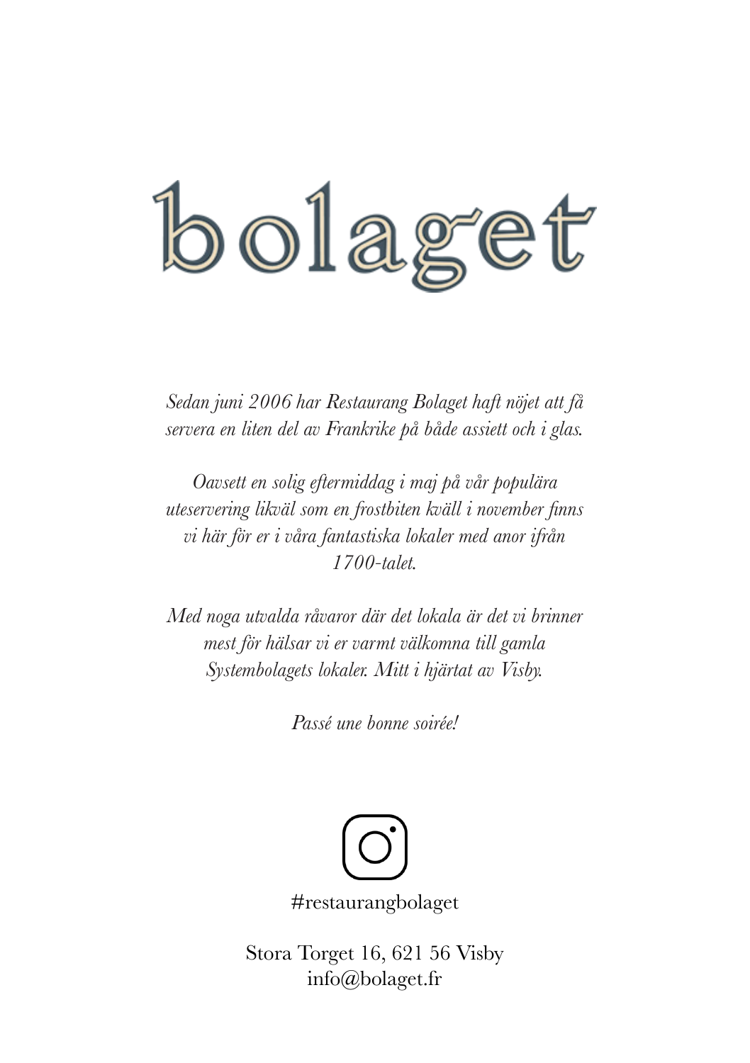# bolaget

*Sedan juni 2006 har Restaurang Bolaget haft nöjet att få servera en liten del av Frankrike på både assiett och i glas.*

*Oavsett en solig eftermiddag i maj på vår populära uteservering likväl som en frostbiten kväll i november finns vi här för er i våra fantastiska lokaler med anor ifrån 1700-talet.*

*Med noga utvalda råvaror där det lokala är det vi brinner mest för hälsar vi er varmt välkomna till gamla Systembolagets lokaler. Mitt i hjärtat av Visby.*

*Passé une bonne soirée!*

#restaurangbolaget

Stora Torget 16, 621 56 Visby
info@bolaget.fr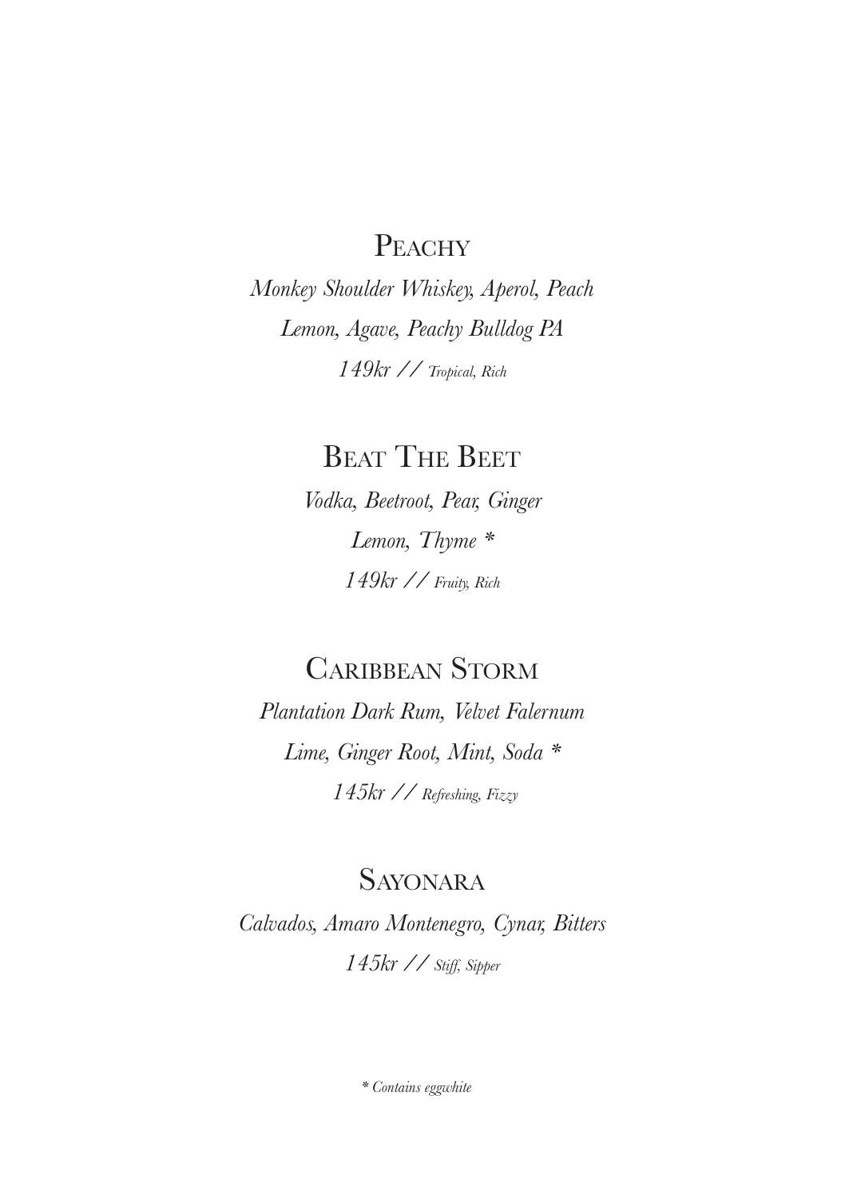## Peachy

*Monkey Shoulder Whiskey, Aperol, Peach*
*Lemon, Agave, Peachy Bulldog PA*
*149kr // Tropical, Rich*

## Beat The Beet

*Vodka, Beetroot, Pear, Ginger*
*Lemon, Thyme **
*149kr // Fruity, Rich*

## Caribbean Storm

*Plantation Dark Rum, Velvet Falernum*
*Lime, Ginger Root, Mint, Soda **
*145kr // Refreshing, Fizzy*

## Sayonara

*Calvados, Amaro Montenegro, Cynar, Bitters*
*145kr // Stiff, Sipper*

** Contains eggwhite*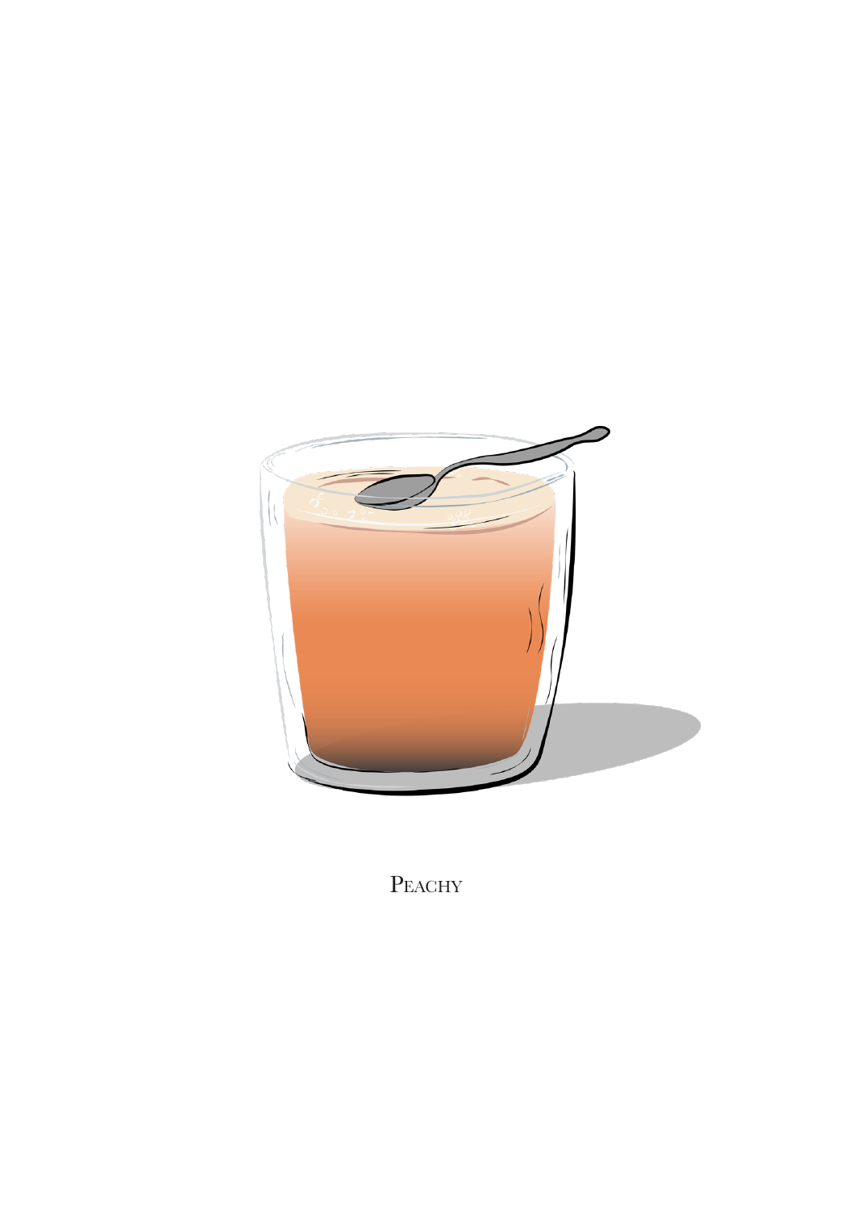Peachy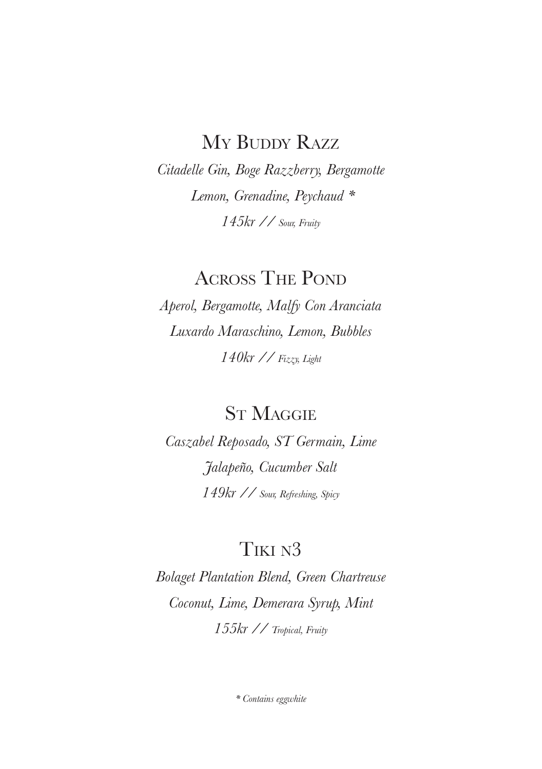## My Buddy Razz

*Citadelle Gin, Boge Razzberry, Bergamotte*
*Lemon, Grenadine, Peychaud **
*145kr // Sour, Fruity*

## Across The Pond

*Aperol, Bergamotte, Malfy Con Aranciata*
*Luxardo Maraschino, Lemon, Bubbles*
*140kr // Fizzy, Light*

## St Maggie

*Caszabel Reposado, ST Germain, Lime*
*Jalapeño, Cucumber Salt*
*149kr // Sour, Refreshing, Spicy*

## Tiki n3

*Bolaget Plantation Blend, Green Chartreuse*
*Coconut, Lime, Demerara Syrup, Mint*
*155kr // Tropical, Fruity*

** Contains eggwhite*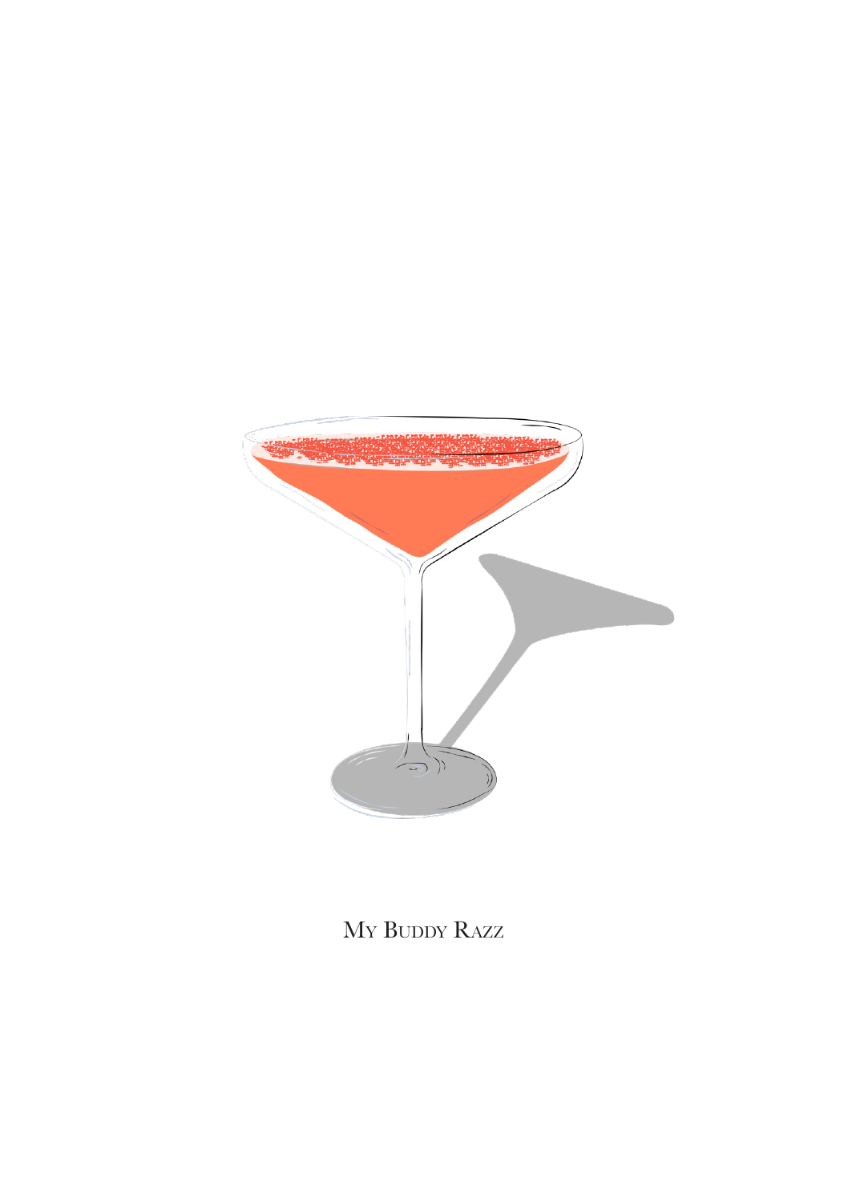My Buddy Razz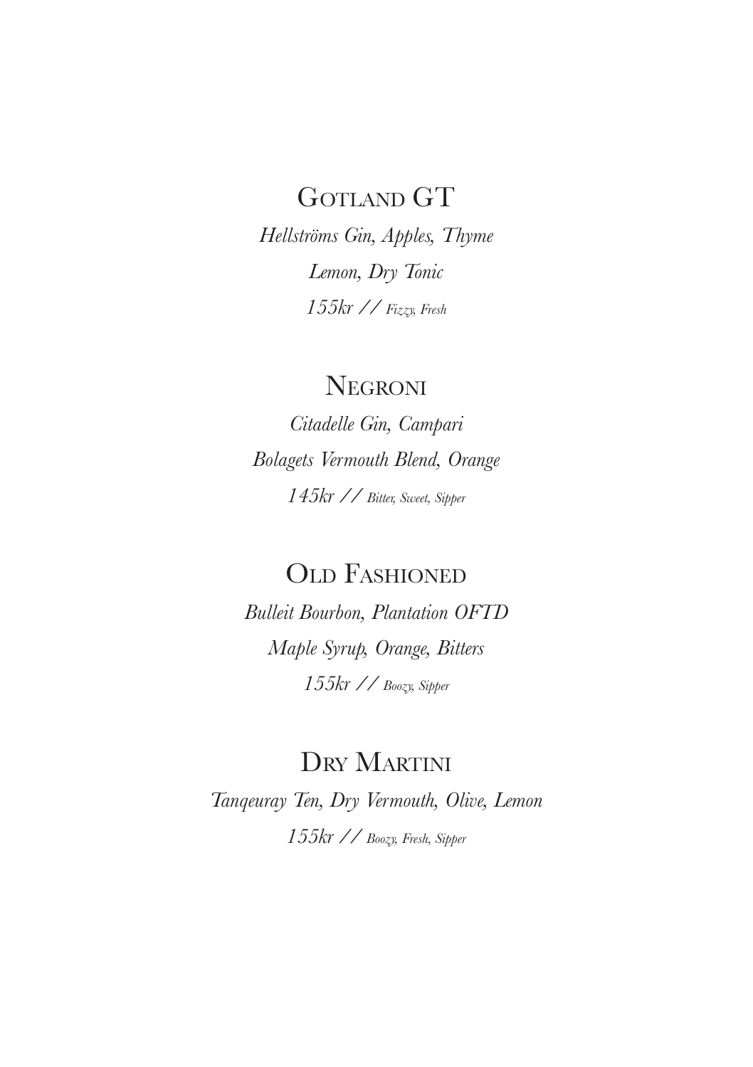## Gotland GT

*Hellströms Gin, Apples, Thyme*

*Lemon, Dry Tonic*

*155kr // Fizzy, Fresh*

## Negroni

*Citadelle Gin, Campari*

*Bolagets Vermouth Blend, Orange*

*145kr // Bitter, Sweet, Sipper*

## Old Fashioned

*Bulleit Bourbon, Plantation OFTD*

*Maple Syrup, Orange, Bitters*

*155kr // Boozy, Sipper*

## Dry Martini

*Tanqeuray Ten, Dry Vermouth, Olive, Lemon*

*155kr // Boozy, Fresh, Sipper*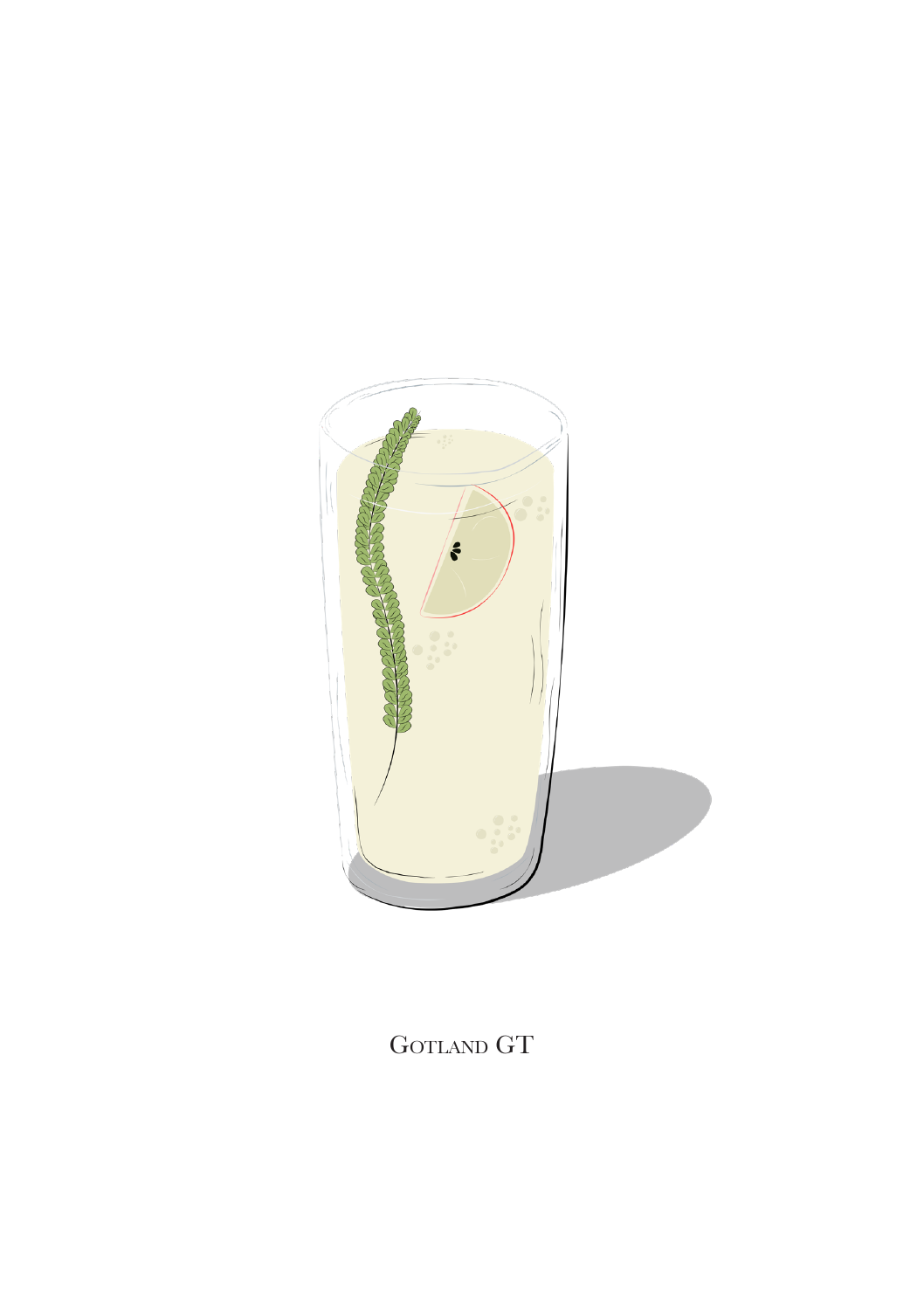Gotland GT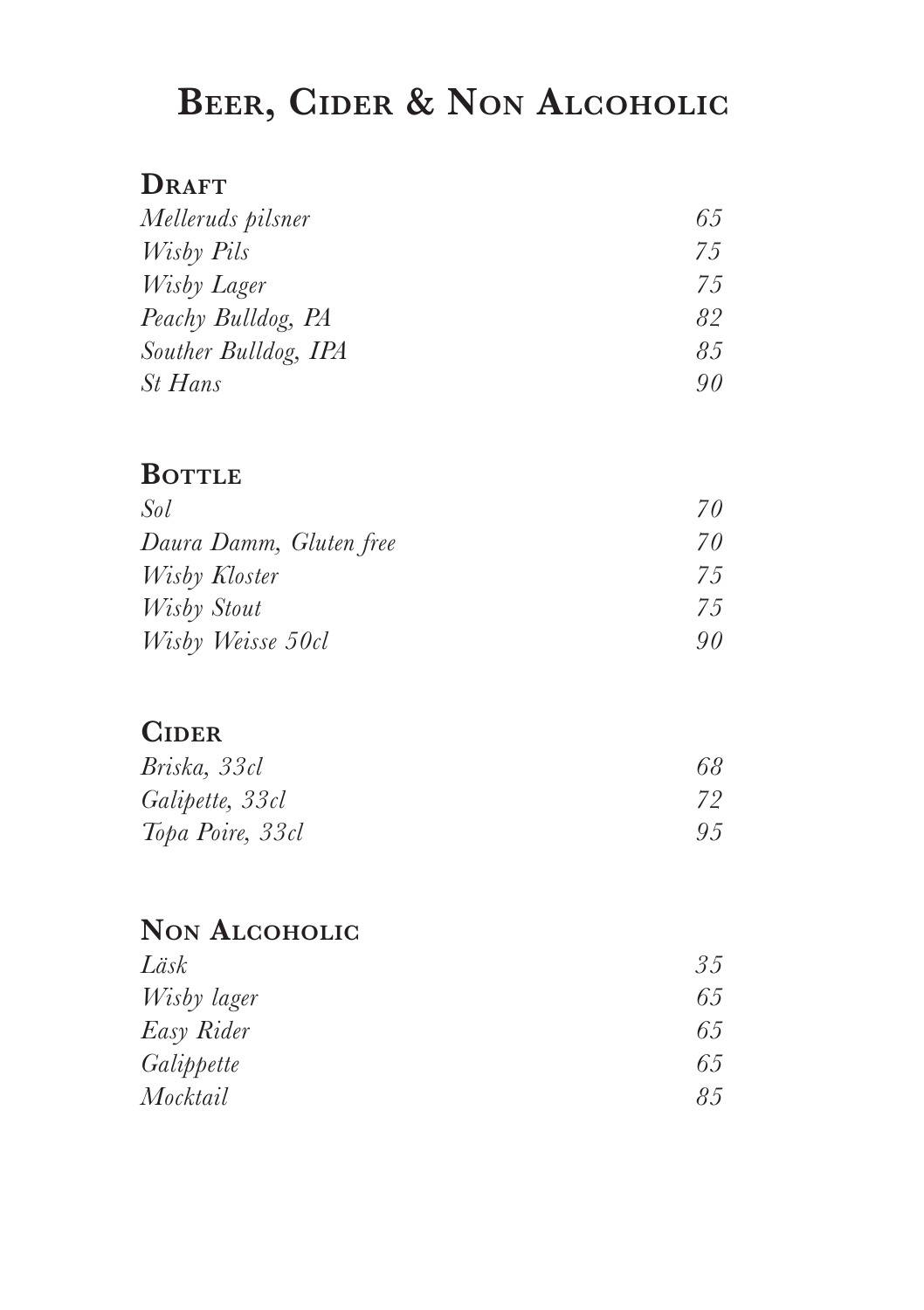# Beer, Cider & Non Alcoholic

## Draft

| | |
|---|---|
| *Melleruds pilsner* | *65* |
| *Wisby Pils* | *75* |
| *Wisby Lager* | *75* |
| *Peachy Bulldog, PA* | *82* |
| *Souther Bulldog, IPA* | *85* |
| *St Hans* | *90* |

## Bottle

| | |
|---|---|
| *Sol* | *70* |
| *Daura Damm, Gluten free* | *70* |
| *Wisby Kloster* | *75* |
| *Wisby Stout* | *75* |
| *Wisby Weisse 50cl* | *90* |

## Cider

| | |
|---|---|
| *Briska, 33cl* | *68* |
| *Galipette, 33cl* | *72* |
| *Topa Poire, 33cl* | *95* |

## Non Alcoholic

| | |
|---|---|
| *Läsk* | *35* |
| *Wisby lager* | *65* |
| *Easy Rider* | *65* |
| *Galippette* | *65* |
| *Mocktail* | *85* |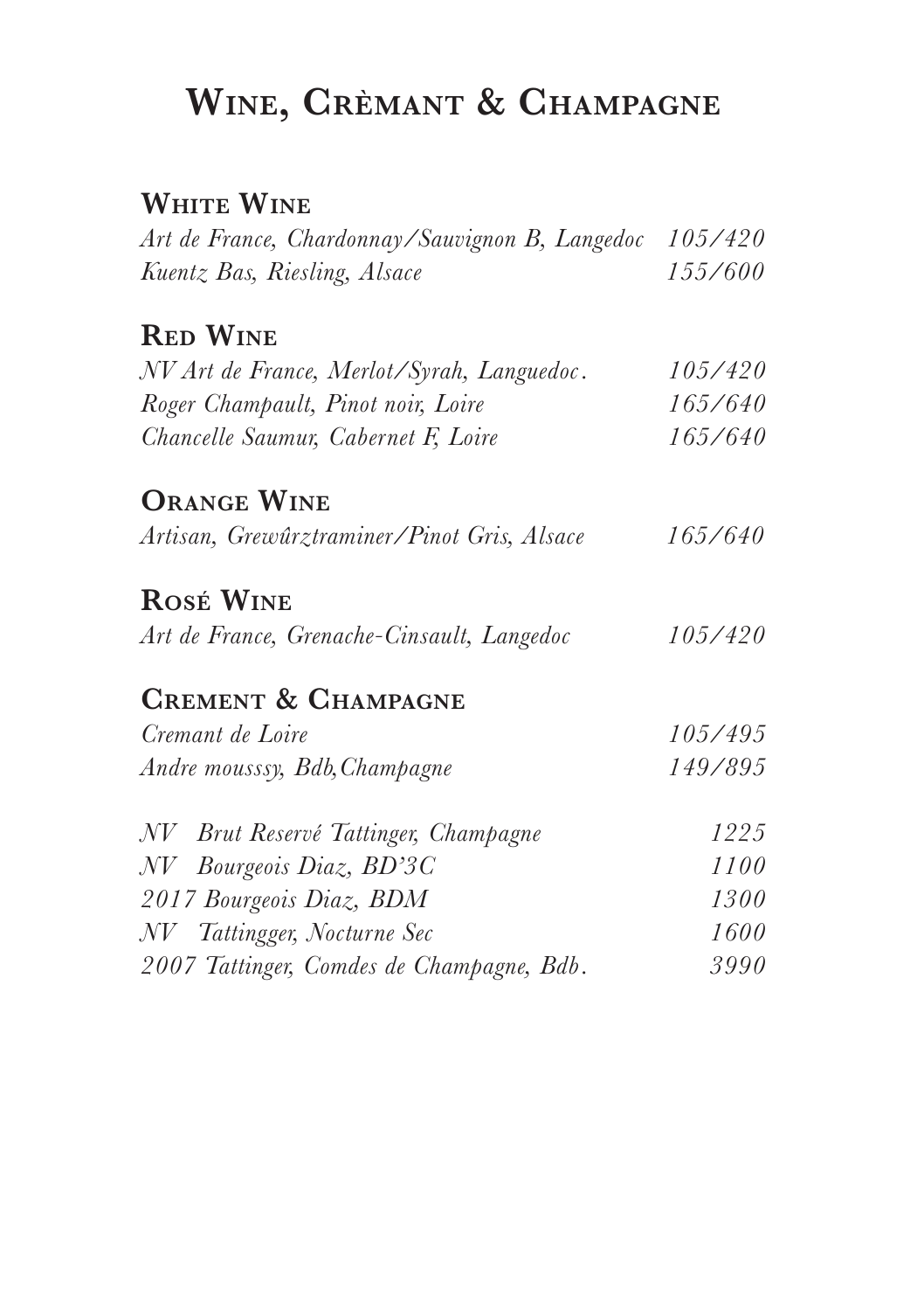# Wine, Crèmant & Champagne

## White Wine

*Art de France, Chardonnay/Sauvignon B, Langedoc* 105/420
*Kuentz Bas, Riesling, Alsace* 155/600

## Red Wine

*NV Art de France, Merlot/Syrah, Languedoc.* 105/420
*Roger Champault, Pinot noir, Loire* 165/640
*Chancelle Saumur, Cabernet F, Loire* 165/640

## Orange Wine

*Artisan, Grewûrztraminer/Pinot Gris, Alsace* 165/640

## Rosé Wine

*Art de France, Grenache-Cinsault, Langedoc* 105/420

## Crement & Champagne

*Cremant de Loire* 105/495
*Andre mousssy, Bdb,Champagne* 149/895

*NV Brut Reservé Tattinger, Champagne* 1225
*NV Bourgeois Diaz, BD'3C* 1100
*2017 Bourgeois Diaz, BDM* 1300
*NV Tattingger, Nocturne Sec* 1600
*2007 Tattinger, Comdes de Champagne, Bdb.* 3990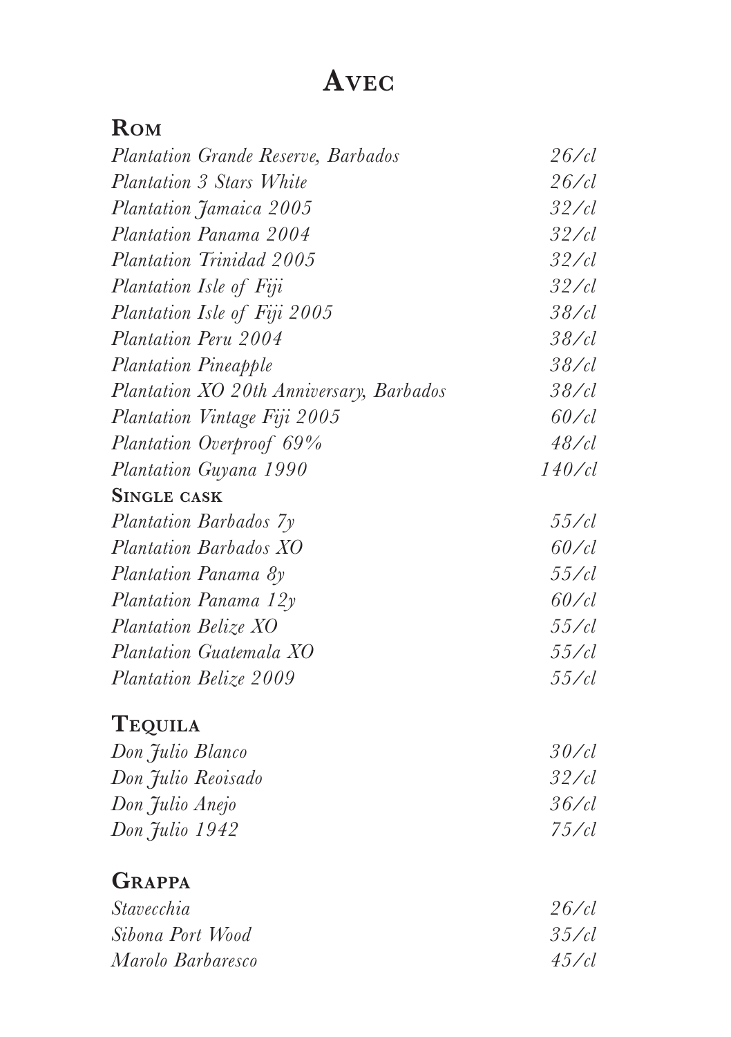# Avec

## Rom

| | |
|---|---|
| *Plantation Grande Reserve, Barbados* | *26/cl* |
| *Plantation 3 Stars White* | *26/cl* |
| *Plantation Jamaica 2005* | *32/cl* |
| *Plantation Panama 2004* | *32/cl* |
| *Plantation Trinidad 2005* | *32/cl* |
| *Plantation Isle of Fiji* | *32/cl* |
| *Plantation Isle of Fiji 2005* | *38/cl* |
| *Plantation Peru 2004* | *38/cl* |
| *Plantation Pineapple* | *38/cl* |
| *Plantation XO 20th Anniversary, Barbados* | *38/cl* |
| *Plantation Vintage Fiji 2005* | *60/cl* |
| *Plantation Overproof 69%* | *48/cl* |
| *Plantation Guyana 1990* | *140/cl* |

### Single cask

| | |
|---|---|
| *Plantation Barbados 7y* | *55/cl* |
| *Plantation Barbados XO* | *60/cl* |
| *Plantation Panama 8y* | *55/cl* |
| *Plantation Panama 12y* | *60/cl* |
| *Plantation Belize XO* | *55/cl* |
| *Plantation Guatemala XO* | *55/cl* |
| *Plantation Belize 2009* | *55/cl* |

## Tequila

| | |
|---|---|
| *Don Julio Blanco* | *30/cl* |
| *Don Julio Reoisado* | *32/cl* |
| *Don Julio Anejo* | *36/cl* |
| *Don Julio 1942* | *75/cl* |

## Grappa

| | |
|---|---|
| *Stavecchia* | *26/cl* |
| *Sibona Port Wood* | *35/cl* |
| *Marolo Barbaresco* | *45/cl* |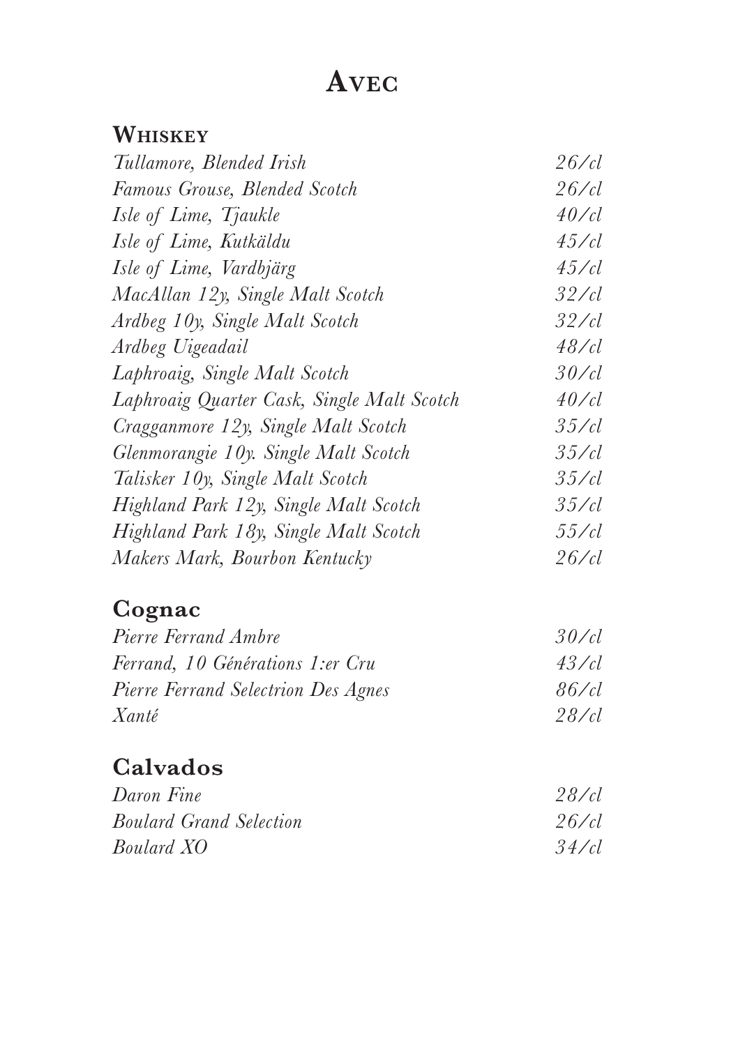# Avec

## Whiskey

| | |
|---|---|
| *Tullamore, Blended Irish* | *26/cl* |
| *Famous Grouse, Blended Scotch* | *26/cl* |
| *Isle of Lime, Tjaukle* | *40/cl* |
| *Isle of Lime, Kutkäldu* | *45/cl* |
| *Isle of Lime, Vardbjärg* | *45/cl* |
| *MacAllan 12y, Single Malt Scotch* | *32/cl* |
| *Ardbeg 10y, Single Malt Scotch* | *32/cl* |
| *Ardbeg Uigeadail* | *48/cl* |
| *Laphroaig, Single Malt Scotch* | *30/cl* |
| *Laphroaig Quarter Cask, Single Malt Scotch* | *40/cl* |
| *Cragganmore 12y, Single Malt Scotch* | *35/cl* |
| *Glenmorangie 10y. Single Malt Scotch* | *35/cl* |
| *Talisker 10y, Single Malt Scotch* | *35/cl* |
| *Highland Park 12y, Single Malt Scotch* | *35/cl* |
| *Highland Park 18y, Single Malt Scotch* | *55/cl* |
| *Makers Mark, Bourbon Kentucky* | *26/cl* |

## Cognac

| | |
|---|---|
| *Pierre Ferrand Ambre* | *30/cl* |
| *Ferrand, 10 Générations 1:er Cru* | *43/cl* |
| *Pierre Ferrand Selectrion Des Agnes* | *86/cl* |
| *Xanté* | *28/cl* |

## Calvados

| | |
|---|---|
| *Daron Fine* | *28/cl* |
| *Boulard Grand Selection* | *26/cl* |
| *Boulard XO* | *34/cl* |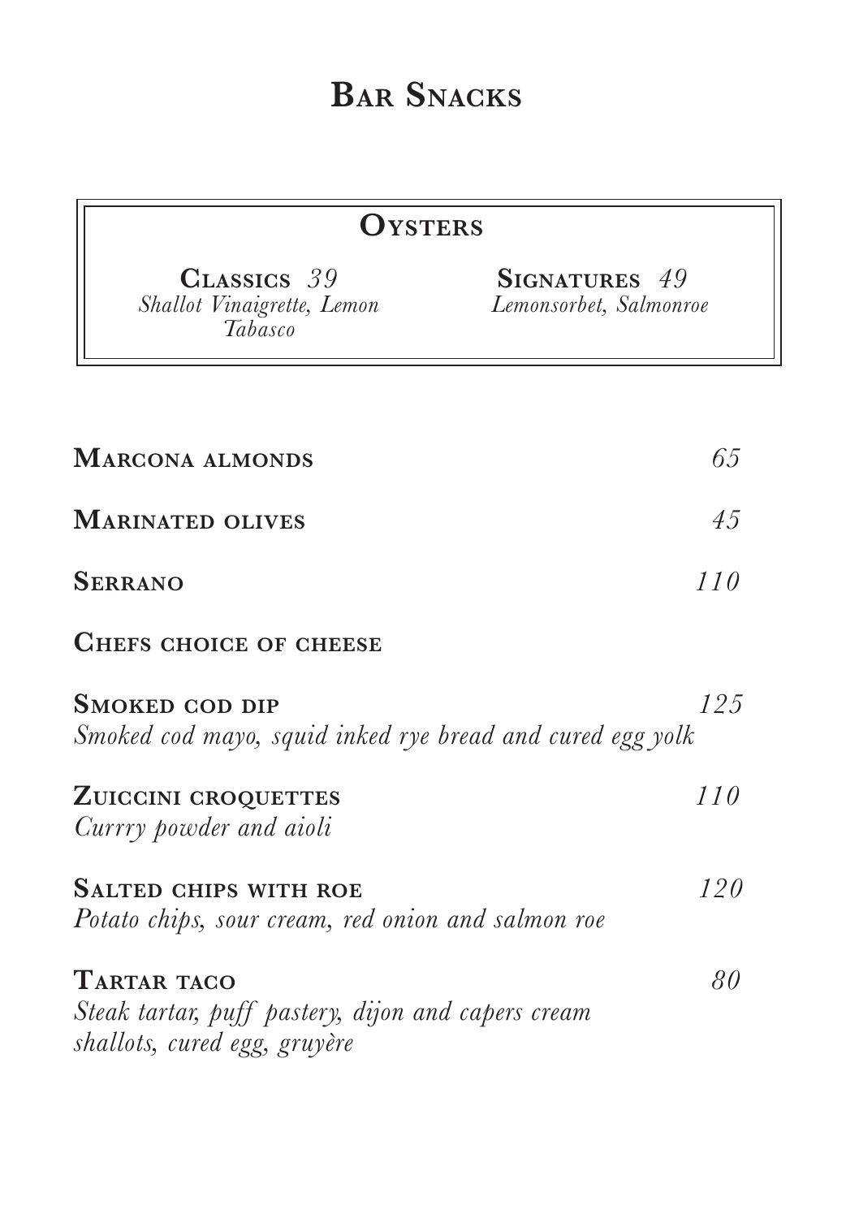# Bar Snacks

## Oysters

**Classics** *39*
*Shallot Vinaigrette, Lemon Tabasco*

**Signatures** *49*
*Lemonsorbet, Salmonroe*

**Marcona almonds** *65*

**Marinated olives** *45*

**Serrano** *110*

**Chefs choice of cheese**

**Smoked cod dip** *125*
*Smoked cod mayo, squid inked rye bread and cured egg yolk*

**Zuiccini croquettes** *110*
*Currry powder and aioli*

**Salted chips with roe** *120*
*Potato chips, sour cream, red onion and salmon roe*

**Tartar taco** *80*
*Steak tartar, puff pastery, dijon and capers cream shallots, cured egg, gruyère*